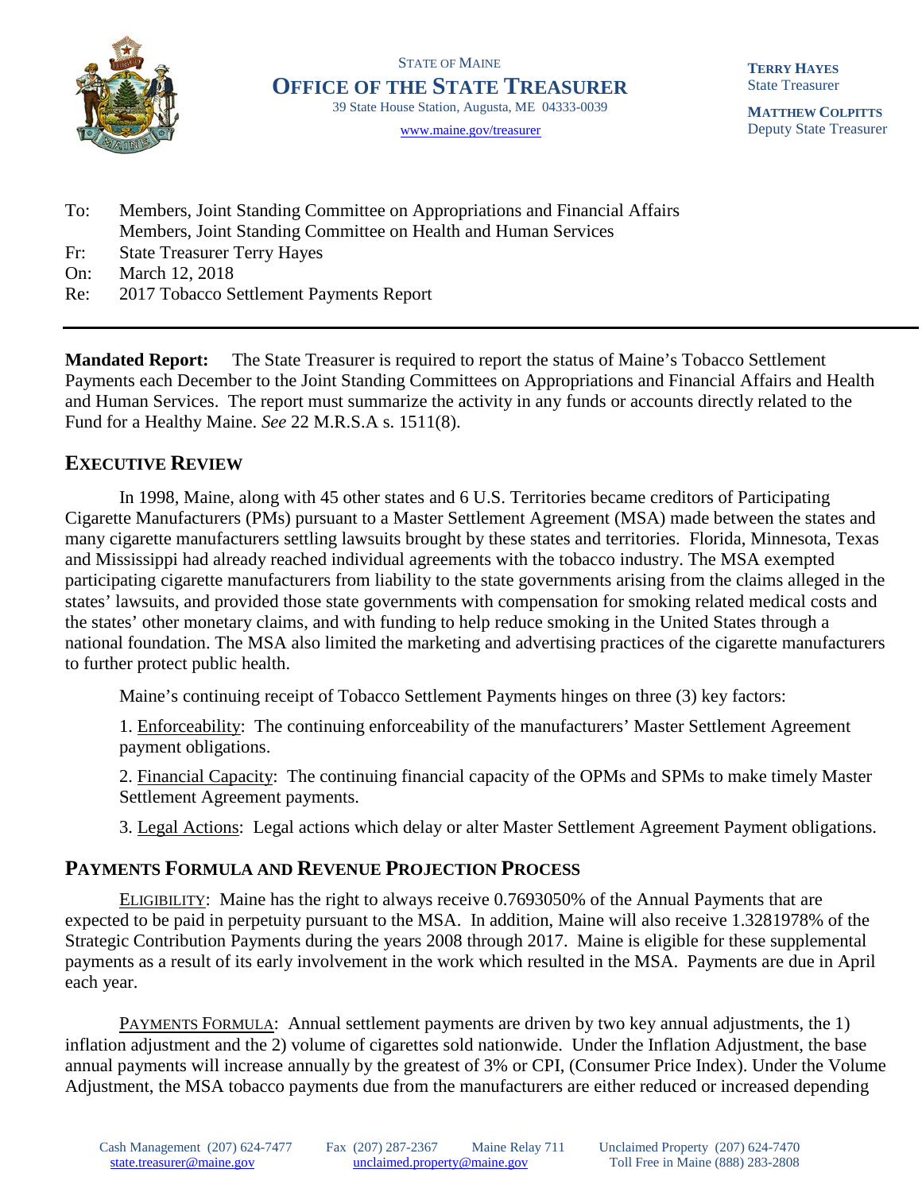STATE OF MAINE

# OFFICE OF THE STATE TREASURER

39 State House Station, Augusta, ME 04333-0039

www.maine.gov/treasurer

**TERRY HAYES**
State Treasurer

**MATTHEW COLPITTS**
Deputy State Treasurer

To: Members, Joint Standing Committee on Appropriations and Financial Affairs
Members, Joint Standing Committee on Health and Human Services

Fr: State Treasurer Terry Hayes

On: March 12, 2018

Re: 2017 Tobacco Settlement Payments Report

---

**Mandated Report:** The State Treasurer is required to report the status of Maine's Tobacco Settlement Payments each December to the Joint Standing Committees on Appropriations and Financial Affairs and Health and Human Services. The report must summarize the activity in any funds or accounts directly related to the Fund for a Healthy Maine. *See* 22 M.R.S.A s. 1511(8).

## EXECUTIVE REVIEW

In 1998, Maine, along with 45 other states and 6 U.S. Territories became creditors of Participating Cigarette Manufacturers (PMs) pursuant to a Master Settlement Agreement (MSA) made between the states and many cigarette manufacturers settling lawsuits brought by these states and territories. Florida, Minnesota, Texas and Mississippi had already reached individual agreements with the tobacco industry. The MSA exempted participating cigarette manufacturers from liability to the state governments arising from the claims alleged in the states' lawsuits, and provided those state governments with compensation for smoking related medical costs and the states' other monetary claims, and with funding to help reduce smoking in the United States through a national foundation. The MSA also limited the marketing and advertising practices of the cigarette manufacturers to further protect public health.

Maine's continuing receipt of Tobacco Settlement Payments hinges on three (3) key factors:

1. Enforceability: The continuing enforceability of the manufacturers' Master Settlement Agreement payment obligations.

2. Financial Capacity: The continuing financial capacity of the OPMs and SPMs to make timely Master Settlement Agreement payments.

3. Legal Actions: Legal actions which delay or alter Master Settlement Agreement Payment obligations.

## PAYMENTS FORMULA AND REVENUE PROJECTION PROCESS

ELIGIBILITY: Maine has the right to always receive 0.7693050% of the Annual Payments that are expected to be paid in perpetuity pursuant to the MSA. In addition, Maine will also receive 1.3281978% of the Strategic Contribution Payments during the years 2008 through 2017. Maine is eligible for these supplemental payments as a result of its early involvement in the work which resulted in the MSA. Payments are due in April each year.

PAYMENTS FORMULA: Annual settlement payments are driven by two key annual adjustments, the 1) inflation adjustment and the 2) volume of cigarettes sold nationwide. Under the Inflation Adjustment, the base annual payments will increase annually by the greatest of 3% or CPI, (Consumer Price Index). Under the Volume Adjustment, the MSA tobacco payments due from the manufacturers are either reduced or increased depending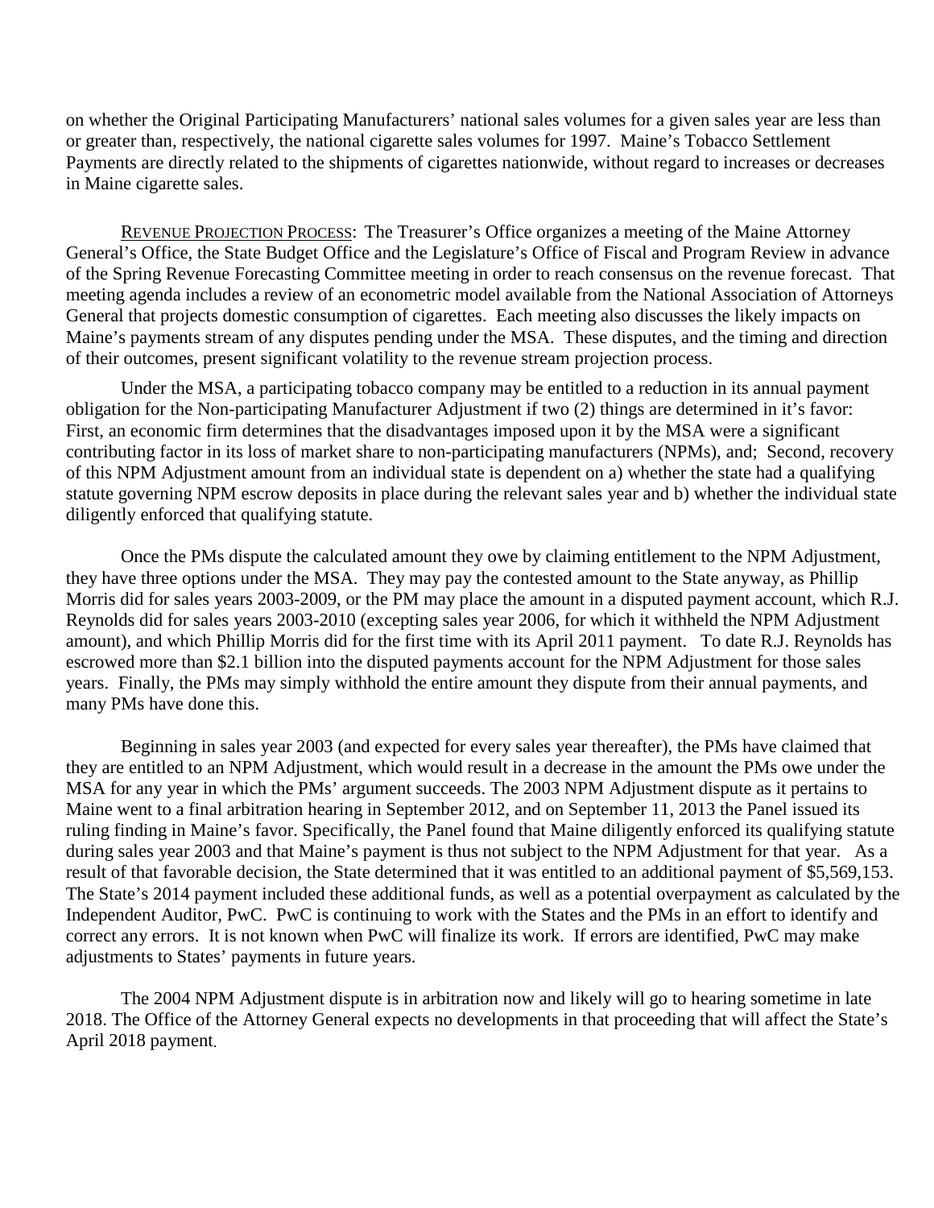on whether the Original Participating Manufacturers' national sales volumes for a given sales year are less than or greater than, respectively, the national cigarette sales volumes for 1997. Maine's Tobacco Settlement Payments are directly related to the shipments of cigarettes nationwide, without regard to increases or decreases in Maine cigarette sales.

REVENUE PROJECTION PROCESS: The Treasurer's Office organizes a meeting of the Maine Attorney General's Office, the State Budget Office and the Legislature's Office of Fiscal and Program Review in advance of the Spring Revenue Forecasting Committee meeting in order to reach consensus on the revenue forecast. That meeting agenda includes a review of an econometric model available from the National Association of Attorneys General that projects domestic consumption of cigarettes. Each meeting also discusses the likely impacts on Maine's payments stream of any disputes pending under the MSA. These disputes, and the timing and direction of their outcomes, present significant volatility to the revenue stream projection process.

Under the MSA, a participating tobacco company may be entitled to a reduction in its annual payment obligation for the Non-participating Manufacturer Adjustment if two (2) things are determined in it's favor: First, an economic firm determines that the disadvantages imposed upon it by the MSA were a significant contributing factor in its loss of market share to non-participating manufacturers (NPMs), and; Second, recovery of this NPM Adjustment amount from an individual state is dependent on a) whether the state had a qualifying statute governing NPM escrow deposits in place during the relevant sales year and b) whether the individual state diligently enforced that qualifying statute.

Once the PMs dispute the calculated amount they owe by claiming entitlement to the NPM Adjustment, they have three options under the MSA. They may pay the contested amount to the State anyway, as Phillip Morris did for sales years 2003-2009, or the PM may place the amount in a disputed payment account, which R.J. Reynolds did for sales years 2003-2010 (excepting sales year 2006, for which it withheld the NPM Adjustment amount), and which Phillip Morris did for the first time with its April 2011 payment. To date R.J. Reynolds has escrowed more than $2.1 billion into the disputed payments account for the NPM Adjustment for those sales years. Finally, the PMs may simply withhold the entire amount they dispute from their annual payments, and many PMs have done this.

Beginning in sales year 2003 (and expected for every sales year thereafter), the PMs have claimed that they are entitled to an NPM Adjustment, which would result in a decrease in the amount the PMs owe under the MSA for any year in which the PMs' argument succeeds. The 2003 NPM Adjustment dispute as it pertains to Maine went to a final arbitration hearing in September 2012, and on September 11, 2013 the Panel issued its ruling finding in Maine's favor. Specifically, the Panel found that Maine diligently enforced its qualifying statute during sales year 2003 and that Maine's payment is thus not subject to the NPM Adjustment for that year. As a result of that favorable decision, the State determined that it was entitled to an additional payment of $5,569,153. The State's 2014 payment included these additional funds, as well as a potential overpayment as calculated by the Independent Auditor, PwC. PwC is continuing to work with the States and the PMs in an effort to identify and correct any errors. It is not known when PwC will finalize its work. If errors are identified, PwC may make adjustments to States' payments in future years.

The 2004 NPM Adjustment dispute is in arbitration now and likely will go to hearing sometime in late 2018. The Office of the Attorney General expects no developments in that proceeding that will affect the State's April 2018 payment.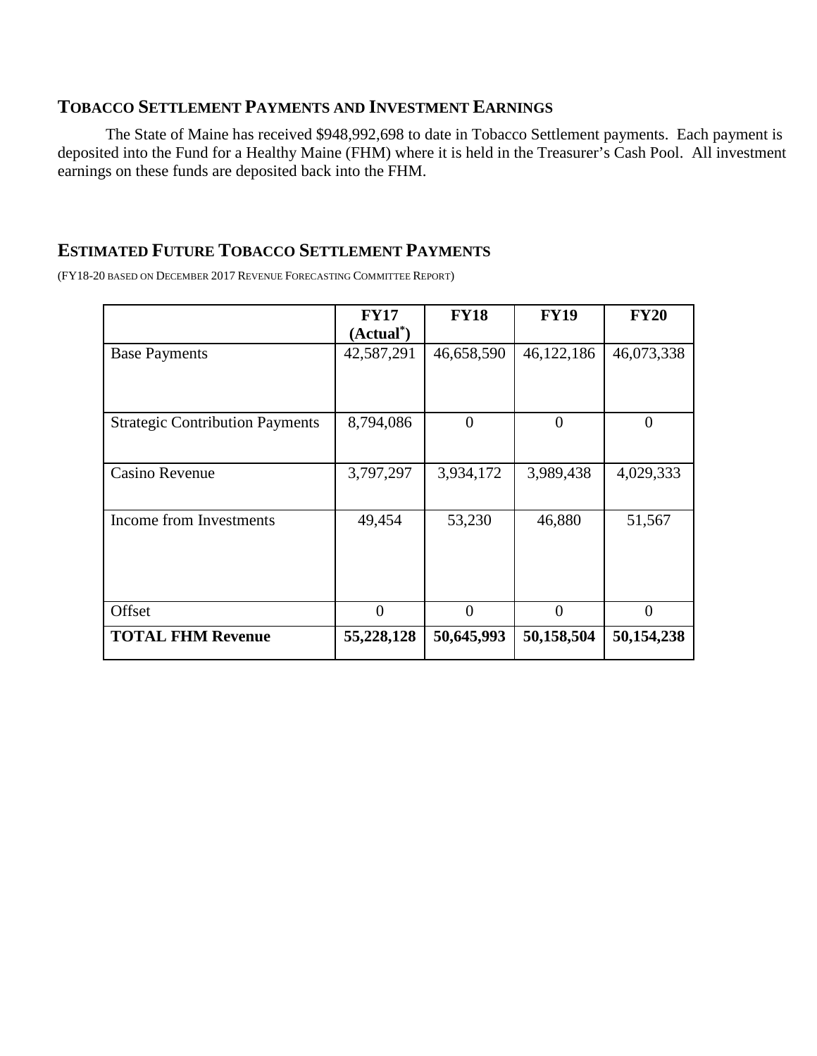## TOBACCO SETTLEMENT PAYMENTS AND INVESTMENT EARNINGS

The State of Maine has received $948,992,698 to date in Tobacco Settlement payments. Each payment is deposited into the Fund for a Healthy Maine (FHM) where it is held in the Treasurer's Cash Pool. All investment earnings on these funds are deposited back into the FHM.

## ESTIMATED FUTURE TOBACCO SETTLEMENT PAYMENTS

(FY18-20 BASED ON DECEMBER 2017 REVENUE FORECASTING COMMITTEE REPORT)

| | FY17 (Actual*) | FY18 | FY19 | FY20 |
|---|---|---|---|---|
| Base Payments | 42,587,291 | 46,658,590 | 46,122,186 | 46,073,338 |
| Strategic Contribution Payments | 8,794,086 | 0 | 0 | 0 |
| Casino Revenue | 3,797,297 | 3,934,172 | 3,989,438 | 4,029,333 |
| Income from Investments | 49,454 | 53,230 | 46,880 | 51,567 |
| Offset | 0 | 0 | 0 | 0 |
| **TOTAL FHM Revenue** | **55,228,128** | **50,645,993** | **50,158,504** | **50,154,238** |